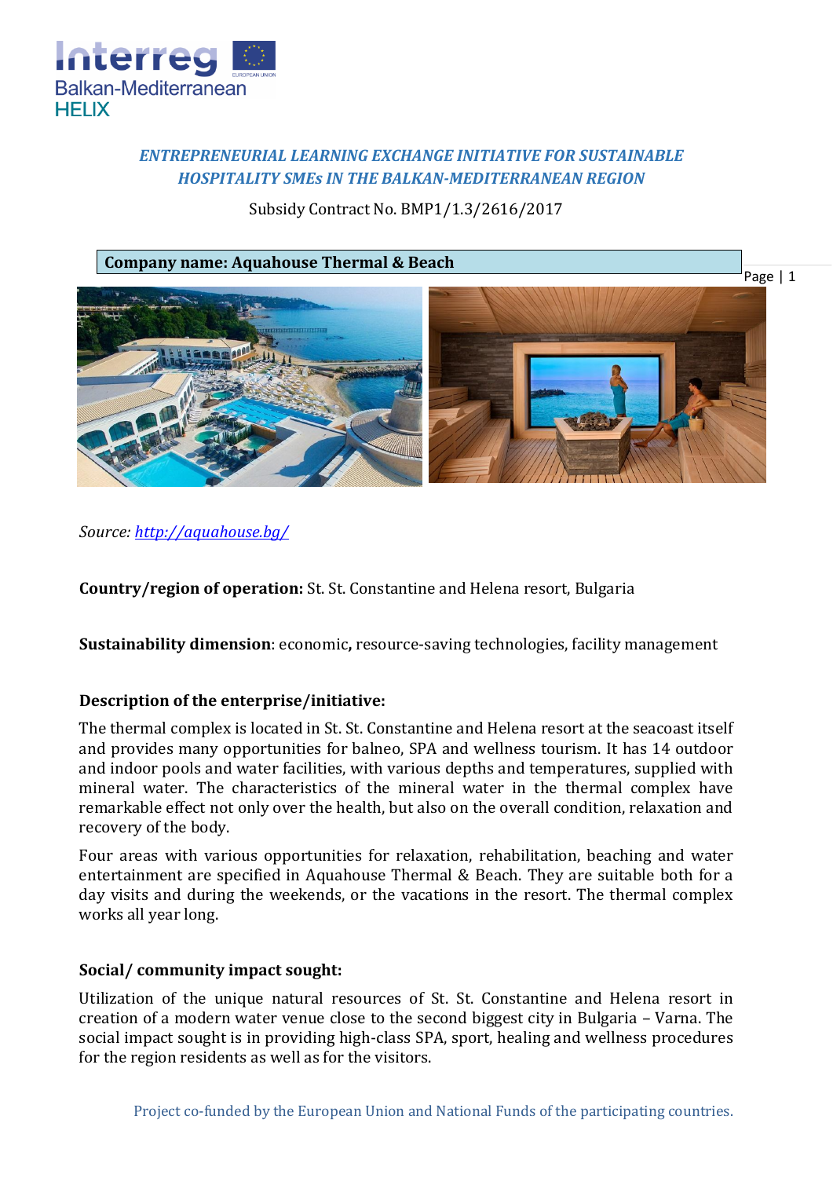*ENTREPRENEURIAL LEARNING EXCHANGE INITIATIVE FOR SUSTAINABLE HOSPITALITY SMEs IN THE BALKAN-MEDITERRANEAN REGION*

Subsidy Contract No. BMP1/1.3/2616/2017

**Company name: Aquahouse Thermal & Beach**

*Source: http://aquahouse.bg/*

**Country/region of operation:** St. St. Constantine and Helena resort, Bulgaria

**Sustainability dimension**: economic**,** resource-saving technologies, facility management

**Description of the enterprise/initiative:**

The thermal complex is located in St. St. Constantine and Helena resort at the seacoast itself and provides many opportunities for balneo, SPA and wellness tourism. It has 14 outdoor and indoor pools and water facilities, with various depths and temperatures, supplied with mineral water. The characteristics of the mineral water in the thermal complex have remarkable effect not only over the health, but also on the overall condition, relaxation and recovery of the body.

Four areas with various opportunities for relaxation, rehabilitation, beaching and water entertainment are specified in Aquahouse Thermal & Beach. They are suitable both for a day visits and during the weekends, or the vacations in the resort. The thermal complex works all year long.

**Social/ community impact sought:**

Utilization of the unique natural resources of St. St. Constantine and Helena resort in creation of a modern water venue close to the second biggest city in Bulgaria – Varna. The social impact sought is in providing high-class SPA, sport, healing and wellness procedures for the region residents as well as for the visitors.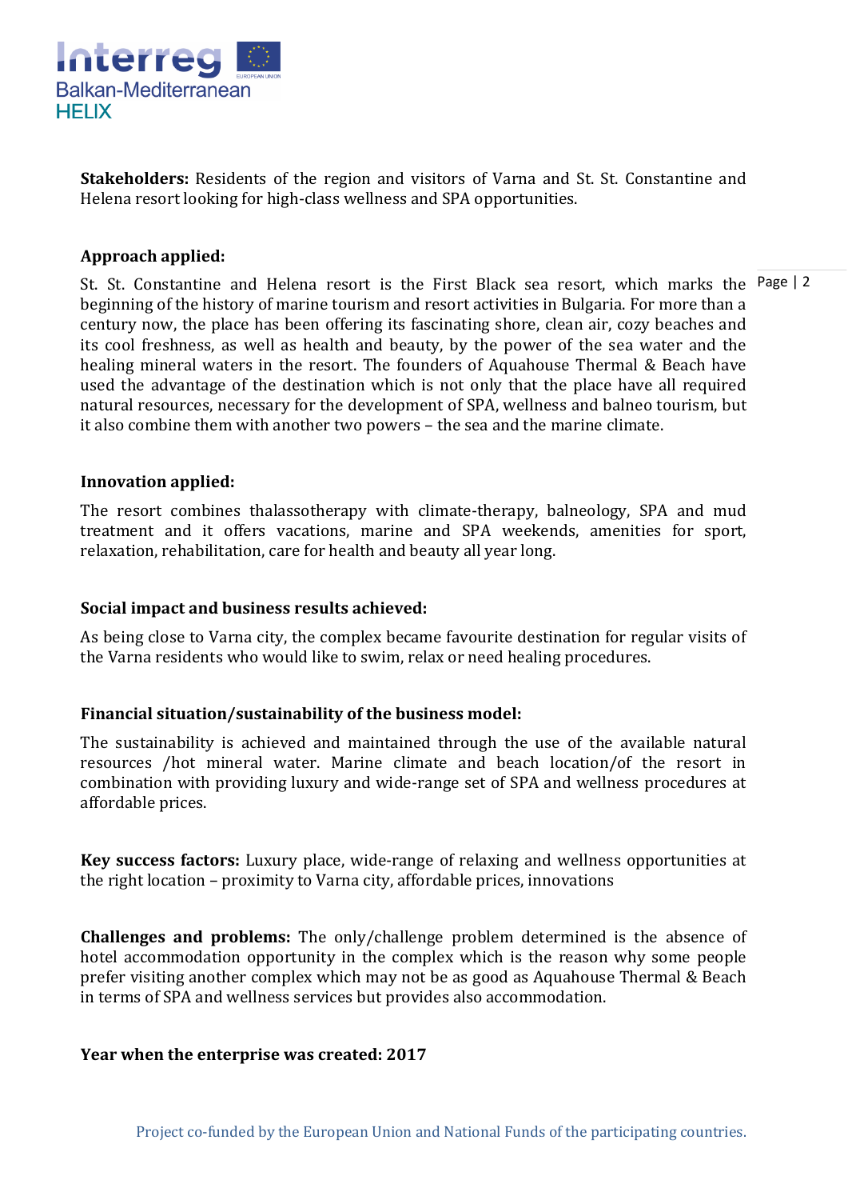**Stakeholders:** Residents of the region and visitors of Varna and St. St. Constantine and Helena resort looking for high-class wellness and SPA opportunities.

**Approach applied:**

St. St. Constantine and Helena resort is the First Black sea resort, which marks the beginning of the history of marine tourism and resort activities in Bulgaria. For more than a century now, the place has been offering its fascinating shore, clean air, cozy beaches and its cool freshness, as well as health and beauty, by the power of the sea water and the healing mineral waters in the resort. The founders of Aquahouse Thermal & Beach have used the advantage of the destination which is not only that the place have all required natural resources, necessary for the development of SPA, wellness and balneo tourism, but it also combine them with another two powers – the sea and the marine climate.

**Innovation applied:**

The resort combines thalassotherapy with climate-therapy, balneology, SPA and mud treatment and it offers vacations, marine and SPA weekends, amenities for sport, relaxation, rehabilitation, care for health and beauty all year long.

**Social impact and business results achieved:**

As being close to Varna city, the complex became favourite destination for regular visits of the Varna residents who would like to swim, relax or need healing procedures.

**Financial situation/sustainability of the business model:**

The sustainability is achieved and maintained through the use of the available natural resources /hot mineral water. Marine climate and beach location/of the resort in combination with providing luxury and wide-range set of SPA and wellness procedures at affordable prices.

**Key success factors:** Luxury place, wide-range of relaxing and wellness opportunities at the right location – proximity to Varna city, affordable prices, innovations

**Challenges and problems:** The only/challenge problem determined is the absence of hotel accommodation opportunity in the complex which is the reason why some people prefer visiting another complex which may not be as good as Aquahouse Thermal & Beach in terms of SPA and wellness services but provides also accommodation.

**Year when the enterprise was created: 2017**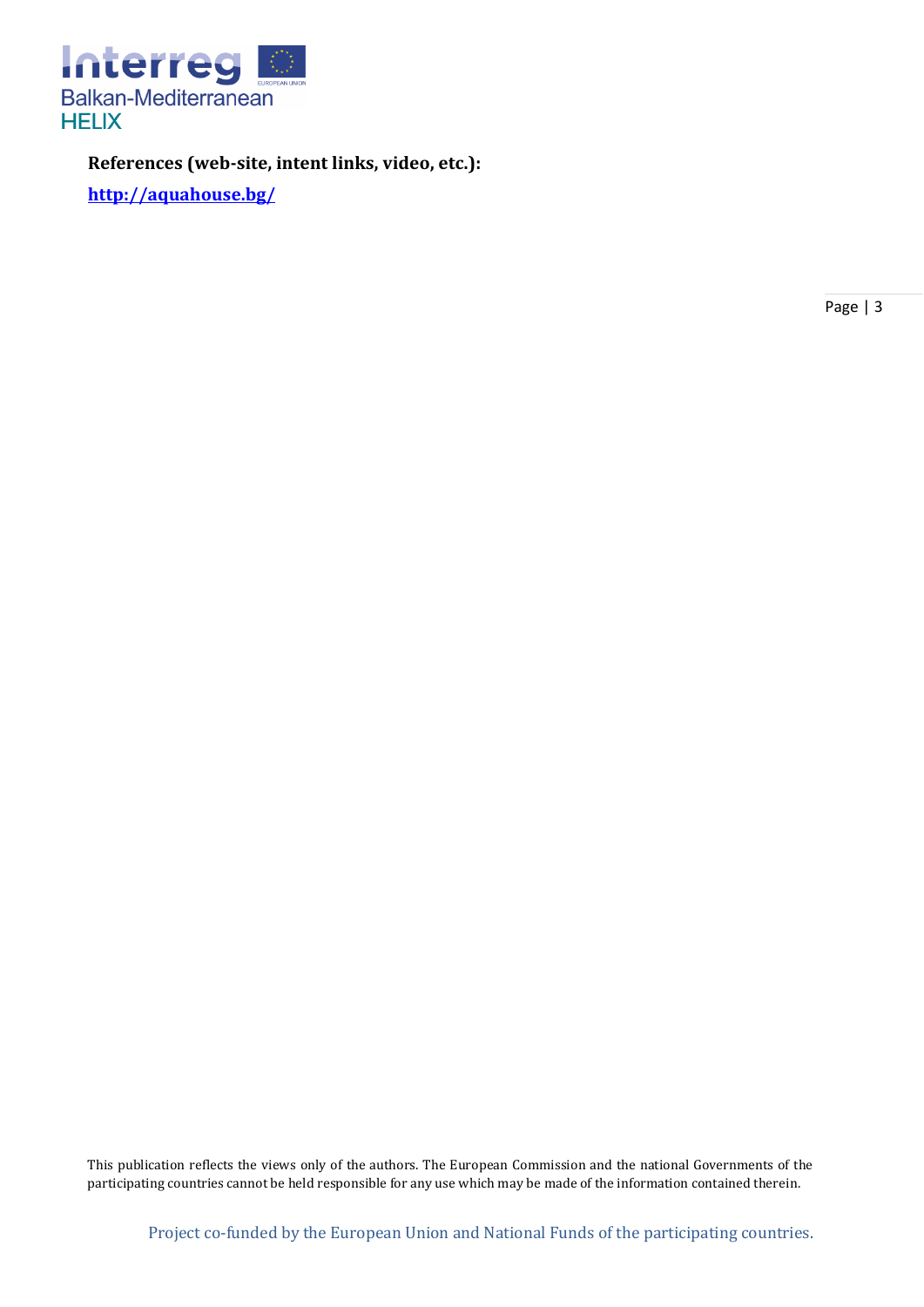**References (web-site, intent links, video, etc.):**

**http://aquahouse.bg/**

This publication reflects the views only of the authors. The European Commission and the national Governments of the participating countries cannot be held responsible for any use which may be made of the information contained therein.

Project co-funded by the European Union and National Funds of the participating countries.